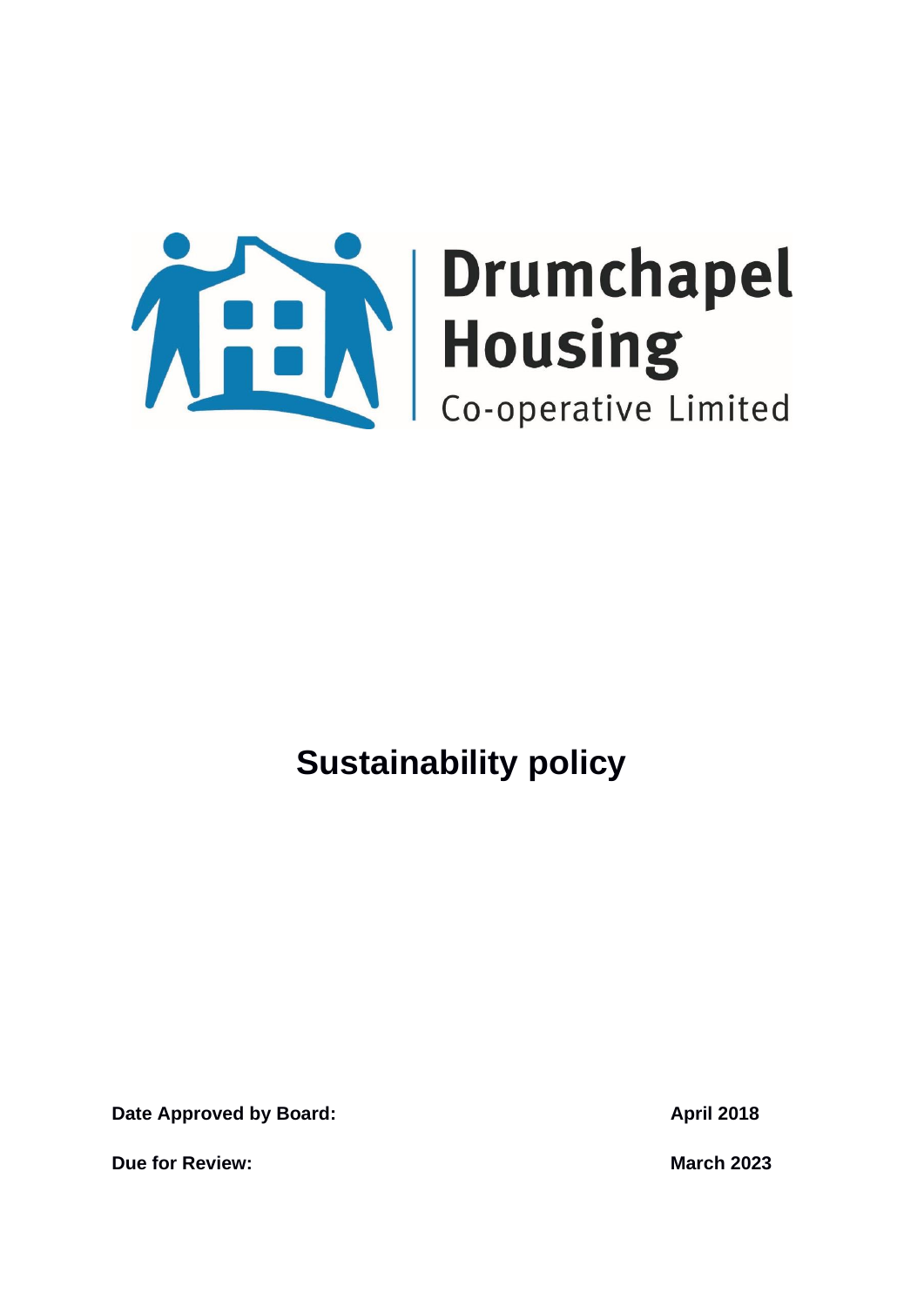Drumchapel Housing

Co-operative Limited

# Sustainability policy

| **Date Approved by Board:** | **April 2018** |
| --- | --- |
| **Due for Review:** | **March 2023** |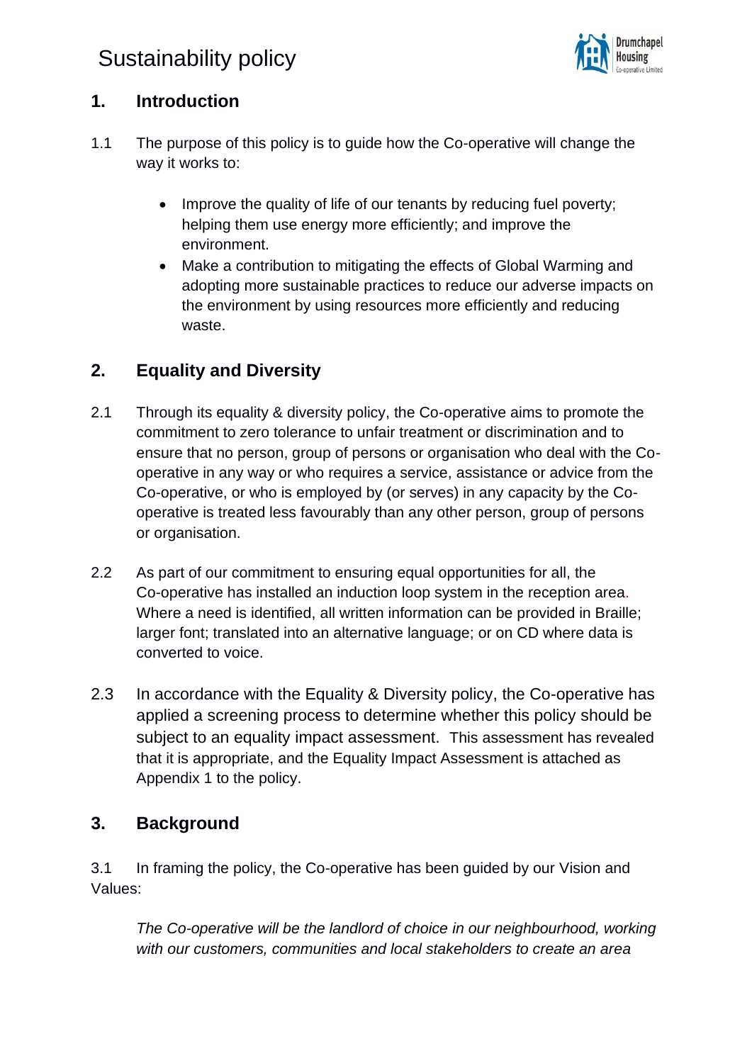# Sustainability policy

## 1. Introduction

1.1 The purpose of this policy is to guide how the Co-operative will change the way it works to:

- Improve the quality of life of our tenants by reducing fuel poverty; helping them use energy more efficiently; and improve the environment.
- Make a contribution to mitigating the effects of Global Warming and adopting more sustainable practices to reduce our adverse impacts on the environment by using resources more efficiently and reducing waste.

## 2. Equality and Diversity

2.1 Through its equality & diversity policy, the Co-operative aims to promote the commitment to zero tolerance to unfair treatment or discrimination and to ensure that no person, group of persons or organisation who deal with the Co-operative in any way or who requires a service, assistance or advice from the Co-operative, or who is employed by (or serves) in any capacity by the Co-operative is treated less favourably than any other person, group of persons or organisation.

2.2 As part of our commitment to ensuring equal opportunities for all, the Co-operative has installed an induction loop system in the reception area. Where a need is identified, all written information can be provided in Braille; larger font; translated into an alternative language; or on CD where data is converted to voice.

2.3 In accordance with the Equality & Diversity policy, the Co-operative has applied a screening process to determine whether this policy should be subject to an equality impact assessment. This assessment has revealed that it is appropriate, and the Equality Impact Assessment is attached as Appendix 1 to the policy.

## 3. Background

3.1 In framing the policy, the Co-operative has been guided by our Vision and Values:

*The Co-operative will be the landlord of choice in our neighbourhood, working with our customers, communities and local stakeholders to create an area*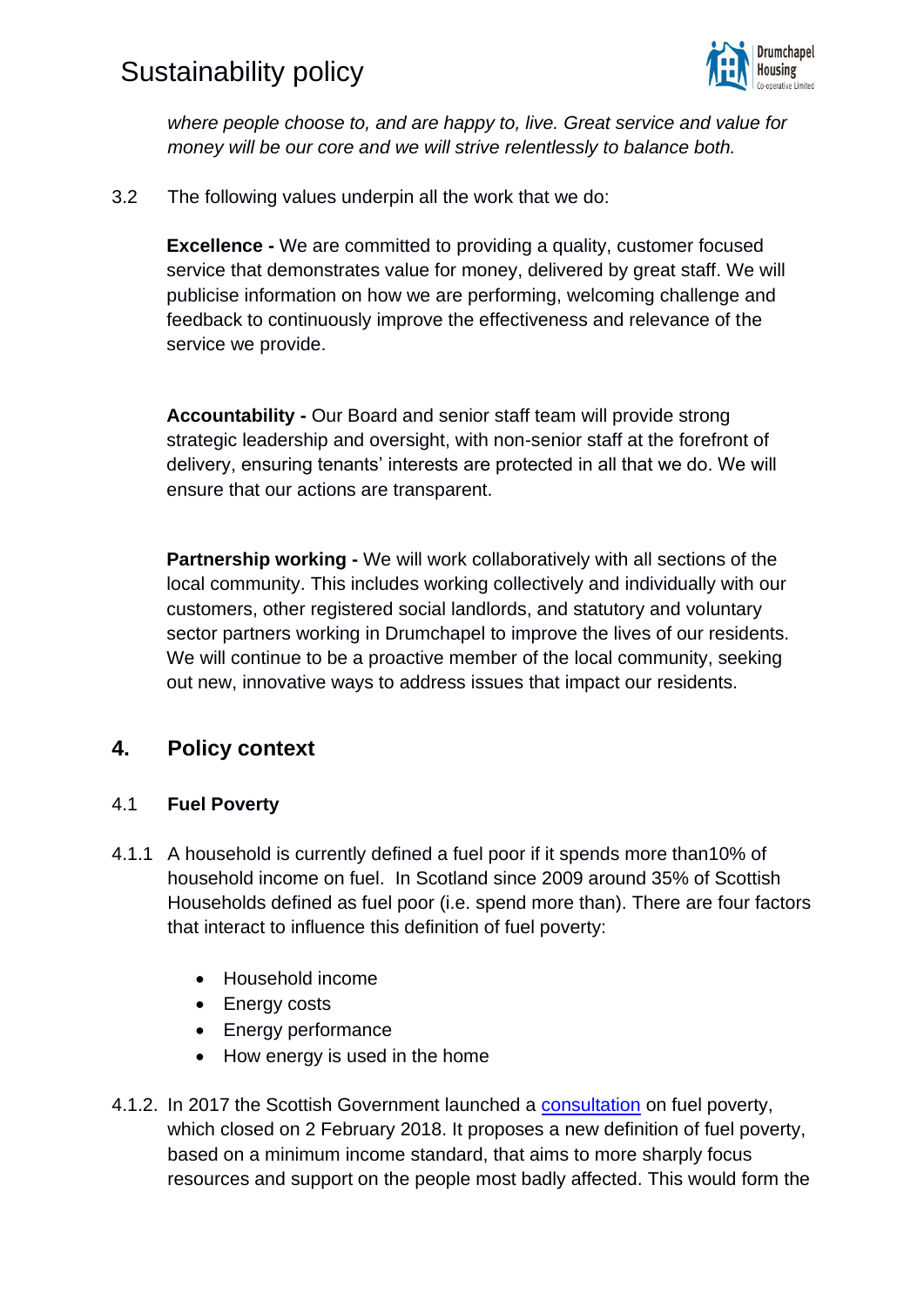*where people choose to, and are happy to, live. Great service and value for money will be our core and we will strive relentlessly to balance both.*

3.2 The following values underpin all the work that we do:

**Excellence -** We are committed to providing a quality, customer focused service that demonstrates value for money, delivered by great staff. We will publicise information on how we are performing, welcoming challenge and feedback to continuously improve the effectiveness and relevance of the service we provide.

**Accountability -** Our Board and senior staff team will provide strong strategic leadership and oversight, with non-senior staff at the forefront of delivery, ensuring tenants' interests are protected in all that we do. We will ensure that our actions are transparent.

**Partnership working -** We will work collaboratively with all sections of the local community. This includes working collectively and individually with our customers, other registered social landlords, and statutory and voluntary sector partners working in Drumchapel to improve the lives of our residents. We will continue to be a proactive member of the local community, seeking out new, innovative ways to address issues that impact our residents.

## 4. Policy context

### 4.1 Fuel Poverty

4.1.1 A household is currently defined a fuel poor if it spends more than10% of household income on fuel. In Scotland since 2009 around 35% of Scottish Households defined as fuel poor (i.e. spend more than). There are four factors that interact to influence this definition of fuel poverty:

- Household income
- Energy costs
- Energy performance
- How energy is used in the home

4.1.2. In 2017 the Scottish Government launched a consultation on fuel poverty, which closed on 2 February 2018. It proposes a new definition of fuel poverty, based on a minimum income standard, that aims to more sharply focus resources and support on the people most badly affected. This would form the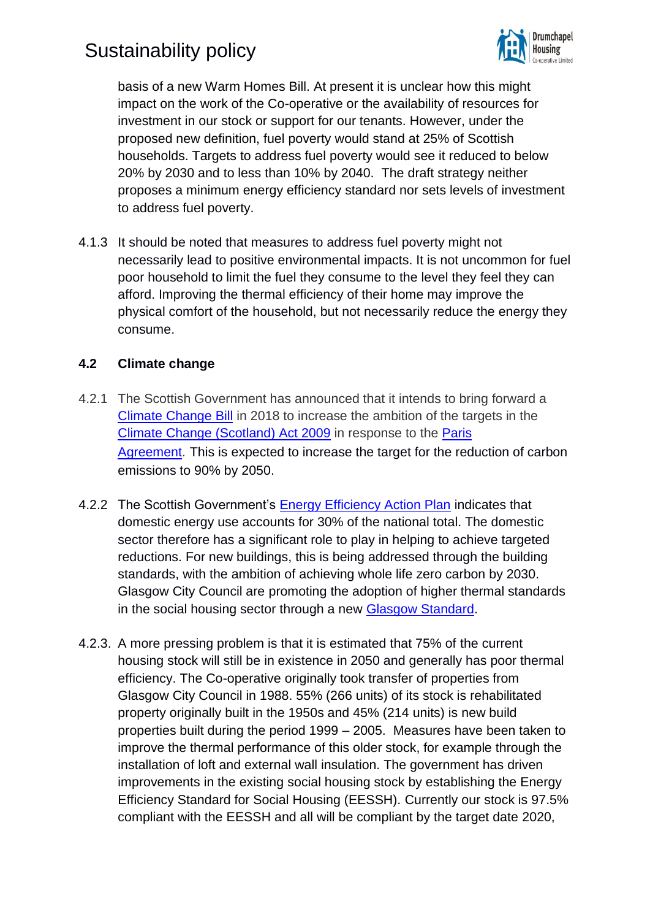basis of a new Warm Homes Bill. At present it is unclear how this might impact on the work of the Co-operative or the availability of resources for investment in our stock or support for our tenants. However, under the proposed new definition, fuel poverty would stand at 25% of Scottish households. Targets to address fuel poverty would see it reduced to below 20% by 2030 and to less than 10% by 2040. The draft strategy neither proposes a minimum energy efficiency standard nor sets levels of investment to address fuel poverty.

4.1.3 It should be noted that measures to address fuel poverty might not necessarily lead to positive environmental impacts. It is not uncommon for fuel poor household to limit the fuel they consume to the level they feel they can afford. Improving the thermal efficiency of their home may improve the physical comfort of the household, but not necessarily reduce the energy they consume.

### 4.2 Climate change

4.2.1 The Scottish Government has announced that it intends to bring forward a Climate Change Bill in 2018 to increase the ambition of the targets in the Climate Change (Scotland) Act 2009 in response to the Paris Agreement. This is expected to increase the target for the reduction of carbon emissions to 90% by 2050.

4.2.2 The Scottish Government's Energy Efficiency Action Plan indicates that domestic energy use accounts for 30% of the national total. The domestic sector therefore has a significant role to play in helping to achieve targeted reductions. For new buildings, this is being addressed through the building standards, with the ambition of achieving whole life zero carbon by 2030. Glasgow City Council are promoting the adoption of higher thermal standards in the social housing sector through a new Glasgow Standard.

4.2.3. A more pressing problem is that it is estimated that 75% of the current housing stock will still be in existence in 2050 and generally has poor thermal efficiency. The Co-operative originally took transfer of properties from Glasgow City Council in 1988. 55% (266 units) of its stock is rehabilitated property originally built in the 1950s and 45% (214 units) is new build properties built during the period 1999 – 2005. Measures have been taken to improve the thermal performance of this older stock, for example through the installation of loft and external wall insulation. The government has driven improvements in the existing social housing stock by establishing the Energy Efficiency Standard for Social Housing (EESSH). Currently our stock is 97.5% compliant with the EESSH and all will be compliant by the target date 2020,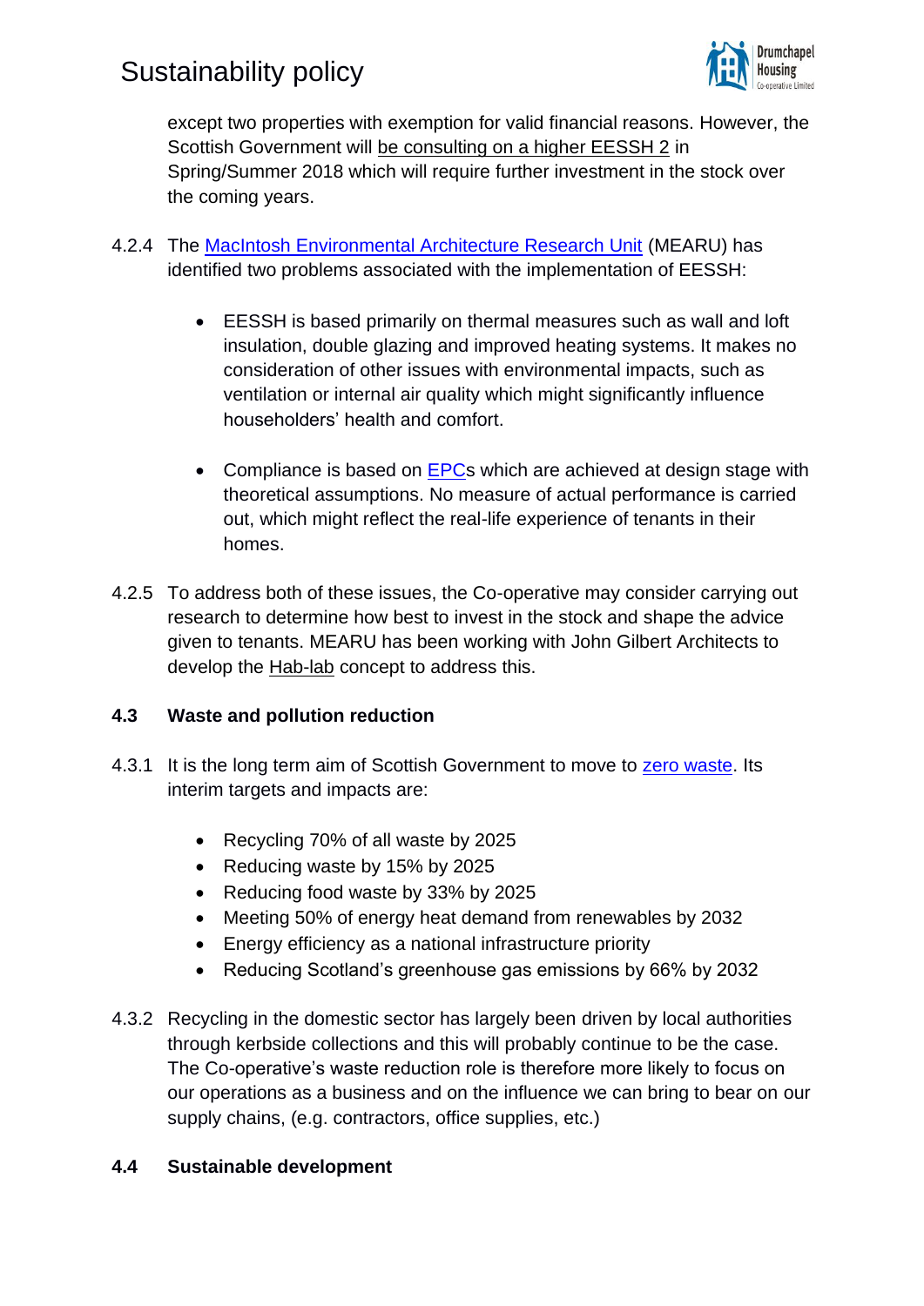except two properties with exemption for valid financial reasons. However, the Scottish Government will be consulting on a higher EESSH 2 in Spring/Summer 2018 which will require further investment in the stock over the coming years.

4.2.4 The MacIntosh Environmental Architecture Research Unit (MEARU) has identified two problems associated with the implementation of EESSH:

- EESSH is based primarily on thermal measures such as wall and loft insulation, double glazing and improved heating systems. It makes no consideration of other issues with environmental impacts, such as ventilation or internal air quality which might significantly influence householders' health and comfort.

- Compliance is based on EPCs which are achieved at design stage with theoretical assumptions. No measure of actual performance is carried out, which might reflect the real-life experience of tenants in their homes.

4.2.5 To address both of these issues, the Co-operative may consider carrying out research to determine how best to invest in the stock and shape the advice given to tenants. MEARU has been working with John Gilbert Architects to develop the Hab-lab concept to address this.

### 4.3 Waste and pollution reduction

4.3.1 It is the long term aim of Scottish Government to move to zero waste. Its interim targets and impacts are:

- Recycling 70% of all waste by 2025
- Reducing waste by 15% by 2025
- Reducing food waste by 33% by 2025
- Meeting 50% of energy heat demand from renewables by 2032
- Energy efficiency as a national infrastructure priority
- Reducing Scotland's greenhouse gas emissions by 66% by 2032

4.3.2 Recycling in the domestic sector has largely been driven by local authorities through kerbside collections and this will probably continue to be the case. The Co-operative's waste reduction role is therefore more likely to focus on our operations as a business and on the influence we can bring to bear on our supply chains, (e.g. contractors, office supplies, etc.)

### 4.4 Sustainable development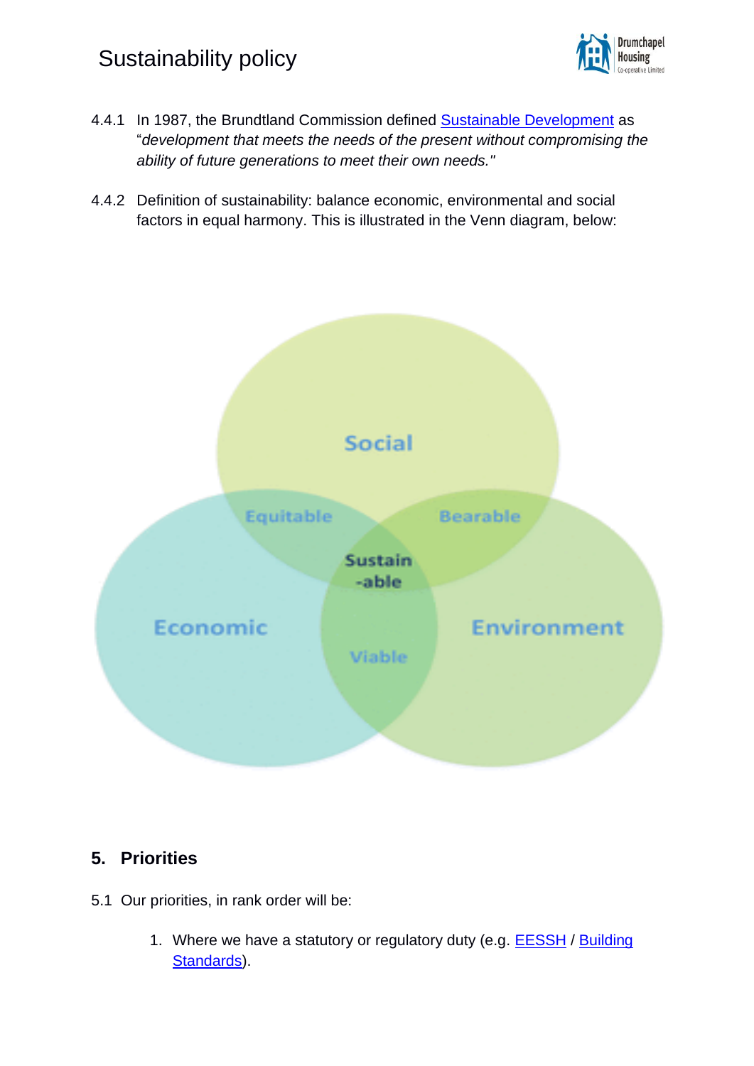4.4.1 In 1987, the Brundtland Commission defined [Sustainable Development] as "*development that meets the needs of the present without compromising the ability of future generations to meet their own needs."*

4.4.2 Definition of sustainability: balance economic, environmental and social factors in equal harmony. This is illustrated in the Venn diagram, below:

Social

Equitable

Bearable

Sustain -able

Economic

Environment

Viable

## 5. Priorities

5.1 Our priorities, in rank order will be:

1. Where we have a statutory or regulatory duty (e.g. EESSH / Building Standards).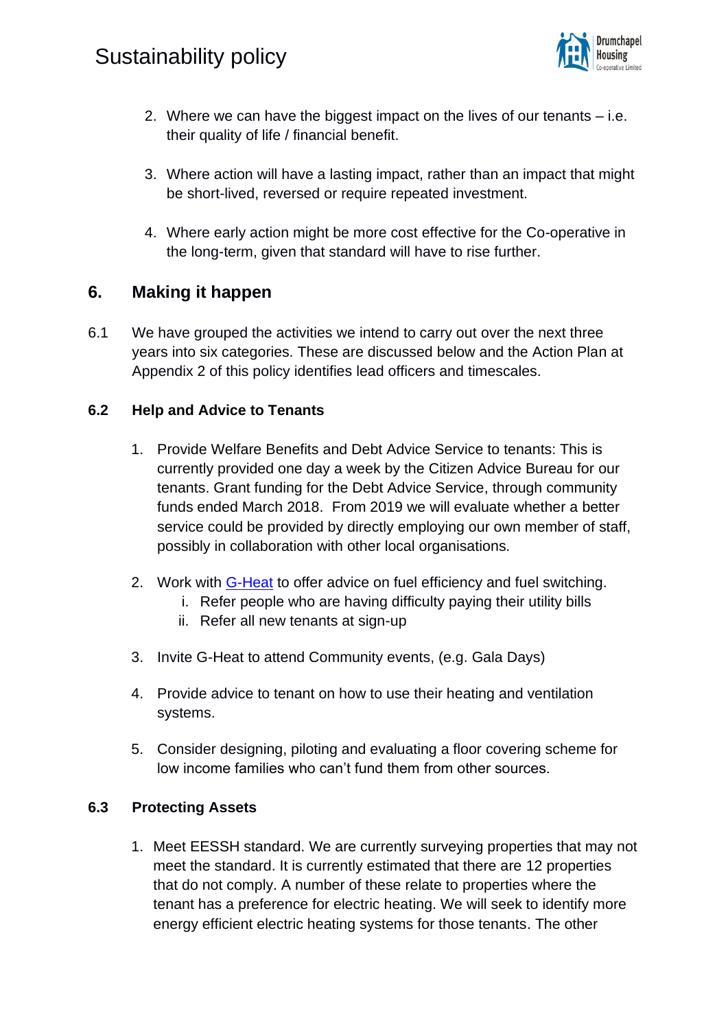2. Where we can have the biggest impact on the lives of our tenants – i.e. their quality of life / financial benefit.

3. Where action will have a lasting impact, rather than an impact that might be short-lived, reversed or require repeated investment.

4. Where early action might be more cost effective for the Co-operative in the long-term, given that standard will have to rise further.

## 6. Making it happen

6.1 We have grouped the activities we intend to carry out over the next three years into six categories. These are discussed below and the Action Plan at Appendix 2 of this policy identifies lead officers and timescales.

### 6.2 Help and Advice to Tenants

1. Provide Welfare Benefits and Debt Advice Service to tenants: This is currently provided one day a week by the Citizen Advice Bureau for our tenants. Grant funding for the Debt Advice Service, through community funds ended March 2018. From 2019 we will evaluate whether a better service could be provided by directly employing our own member of staff, possibly in collaboration with other local organisations.

2. Work with G-Heat to offer advice on fuel efficiency and fuel switching.
   i. Refer people who are having difficulty paying their utility bills
   ii. Refer all new tenants at sign-up

3. Invite G-Heat to attend Community events, (e.g. Gala Days)

4. Provide advice to tenant on how to use their heating and ventilation systems.

5. Consider designing, piloting and evaluating a floor covering scheme for low income families who can't fund them from other sources.

### 6.3 Protecting Assets

1. Meet EESSH standard. We are currently surveying properties that may not meet the standard. It is currently estimated that there are 12 properties that do not comply. A number of these relate to properties where the tenant has a preference for electric heating. We will seek to identify more energy efficient electric heating systems for those tenants. The other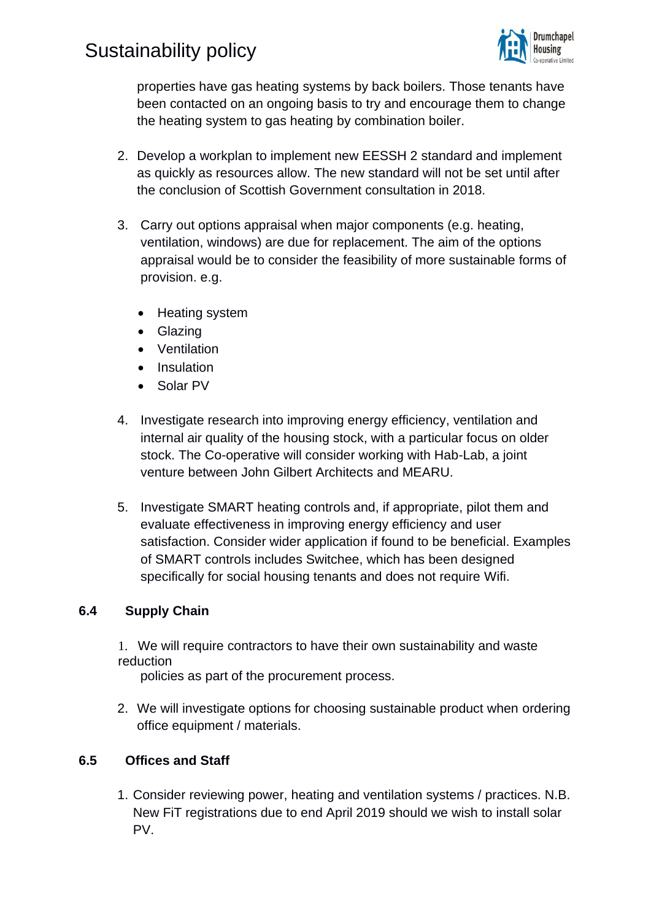properties have gas heating systems by back boilers. Those tenants have been contacted on an ongoing basis to try and encourage them to change the heating system to gas heating by combination boiler.

2. Develop a workplan to implement new EESSH 2 standard and implement as quickly as resources allow. The new standard will not be set until after the conclusion of Scottish Government consultation in 2018.

3. Carry out options appraisal when major components (e.g. heating, ventilation, windows) are due for replacement. The aim of the options appraisal would be to consider the feasibility of more sustainable forms of provision. e.g.

   - Heating system
   - Glazing
   - Ventilation
   - Insulation
   - Solar PV

4. Investigate research into improving energy efficiency, ventilation and internal air quality of the housing stock, with a particular focus on older stock. The Co-operative will consider working with Hab-Lab, a joint venture between John Gilbert Architects and MEARU.

5. Investigate SMART heating controls and, if appropriate, pilot them and evaluate effectiveness in improving energy efficiency and user satisfaction. Consider wider application if found to be beneficial. Examples of SMART controls includes Switchee, which has been designed specifically for social housing tenants and does not require Wifi.

### 6.4 Supply Chain

1. We will require contractors to have their own sustainability and waste reduction policies as part of the procurement process.

2. We will investigate options for choosing sustainable product when ordering office equipment / materials.

### 6.5 Offices and Staff

1. Consider reviewing power, heating and ventilation systems / practices. N.B. New FiT registrations due to end April 2019 should we wish to install solar PV.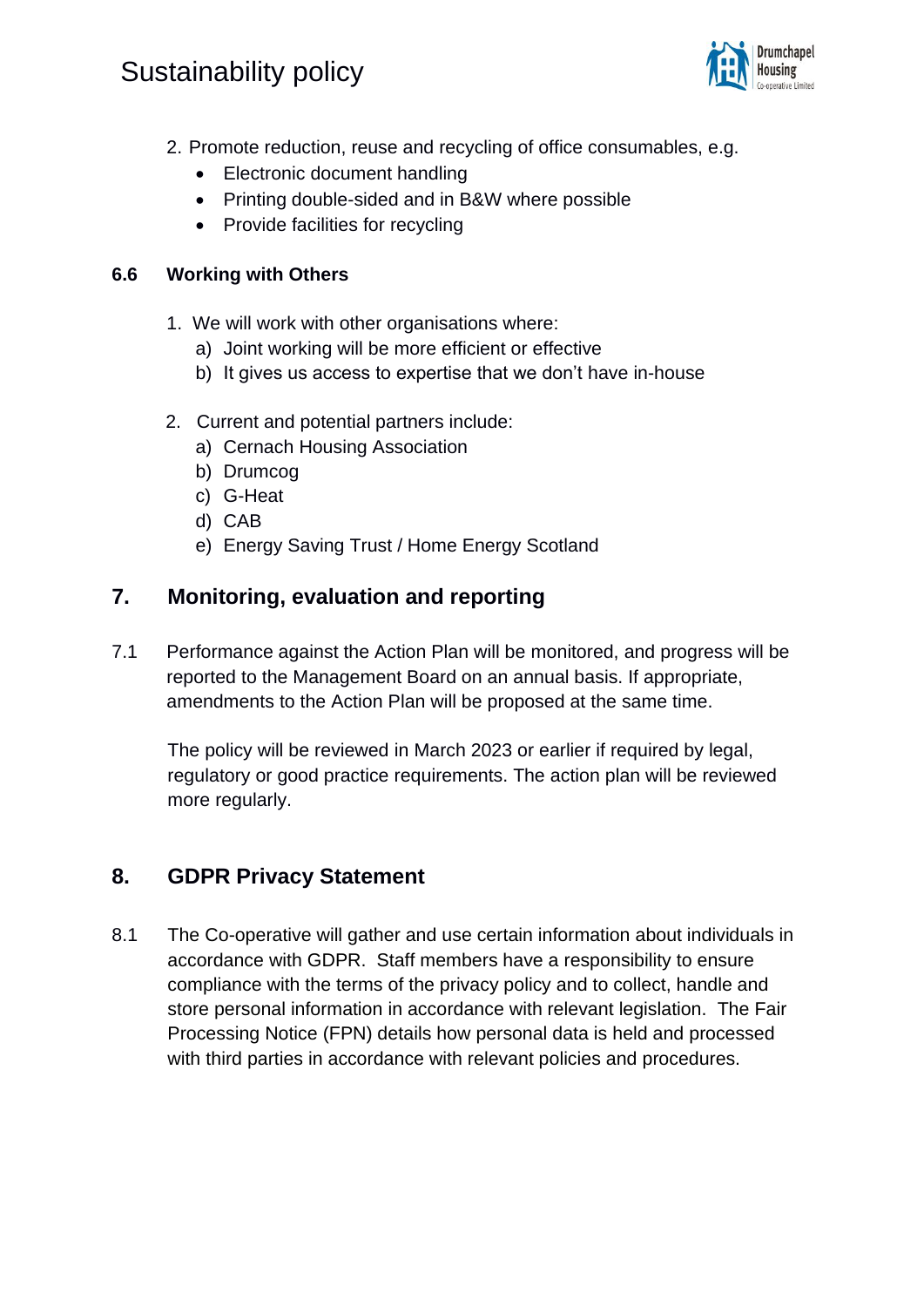2. Promote reduction, reuse and recycling of office consumables, e.g.
    - Electronic document handling
    - Printing double-sided and in B&W where possible
    - Provide facilities for recycling

### 6.6 Working with Others

1. We will work with other organisations where:
    a) Joint working will be more efficient or effective
    b) It gives us access to expertise that we don't have in-house

2. Current and potential partners include:
    a) Cernach Housing Association
    b) Drumcog
    c) G-Heat
    d) CAB
    e) Energy Saving Trust / Home Energy Scotland

## 7. Monitoring, evaluation and reporting

7.1 Performance against the Action Plan will be monitored, and progress will be reported to the Management Board on an annual basis. If appropriate, amendments to the Action Plan will be proposed at the same time.

The policy will be reviewed in March 2023 or earlier if required by legal, regulatory or good practice requirements. The action plan will be reviewed more regularly.

## 8. GDPR Privacy Statement

8.1 The Co-operative will gather and use certain information about individuals in accordance with GDPR. Staff members have a responsibility to ensure compliance with the terms of the privacy policy and to collect, handle and store personal information in accordance with relevant legislation. The Fair Processing Notice (FPN) details how personal data is held and processed with third parties in accordance with relevant policies and procedures.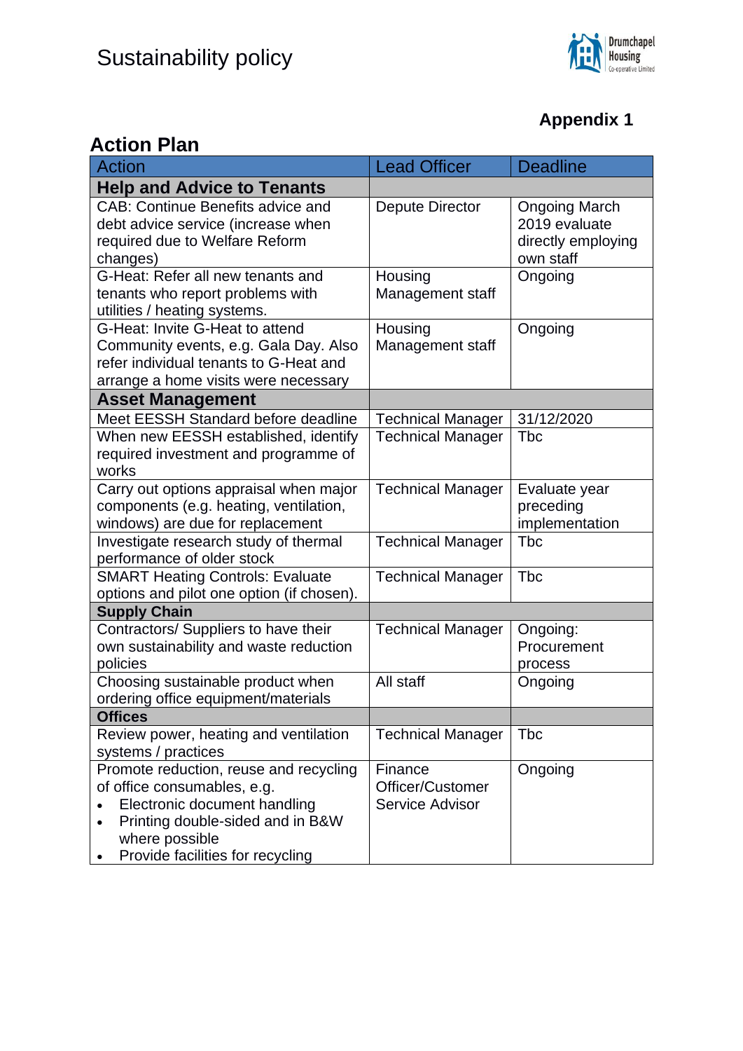# Sustainability policy

**Appendix 1**

## Action Plan

| Action | Lead Officer | Deadline |
|---|---|---|
| **Help and Advice to Tenants** | | |
| CAB: Continue Benefits advice and debt advice service (increase when required due to Welfare Reform changes) | Depute Director | Ongoing March 2019 evaluate directly employing own staff |
| G-Heat: Refer all new tenants and tenants who report problems with utilities / heating systems. | Housing Management staff | Ongoing |
| G-Heat: Invite G-Heat to attend Community events, e.g. Gala Day. Also refer individual tenants to G-Heat and arrange a home visits were necessary | Housing Management staff | Ongoing |
| **Asset Management** | | |
| Meet EESSH Standard before deadline | Technical Manager | 31/12/2020 |
| When new EESSH established, identify required investment and programme of works | Technical Manager | Tbc |
| Carry out options appraisal when major components (e.g. heating, ventilation, windows) are due for replacement | Technical Manager | Evaluate year preceding implementation |
| Investigate research study of thermal performance of older stock | Technical Manager | Tbc |
| SMART Heating Controls: Evaluate options and pilot one option (if chosen). | Technical Manager | Tbc |
| **Supply Chain** | | |
| Contractors/ Suppliers to have their own sustainability and waste reduction policies | Technical Manager | Ongoing: Procurement process |
| Choosing sustainable product when ordering office equipment/materials | All staff | Ongoing |
| **Offices** | | |
| Review power, heating and ventilation systems / practices | Technical Manager | Tbc |
| Promote reduction, reuse and recycling of office consumables, e.g.<br>• Electronic document handling<br>• Printing double-sided and in B&W where possible<br>• Provide facilities for recycling | Finance Officer/Customer Service Advisor | Ongoing |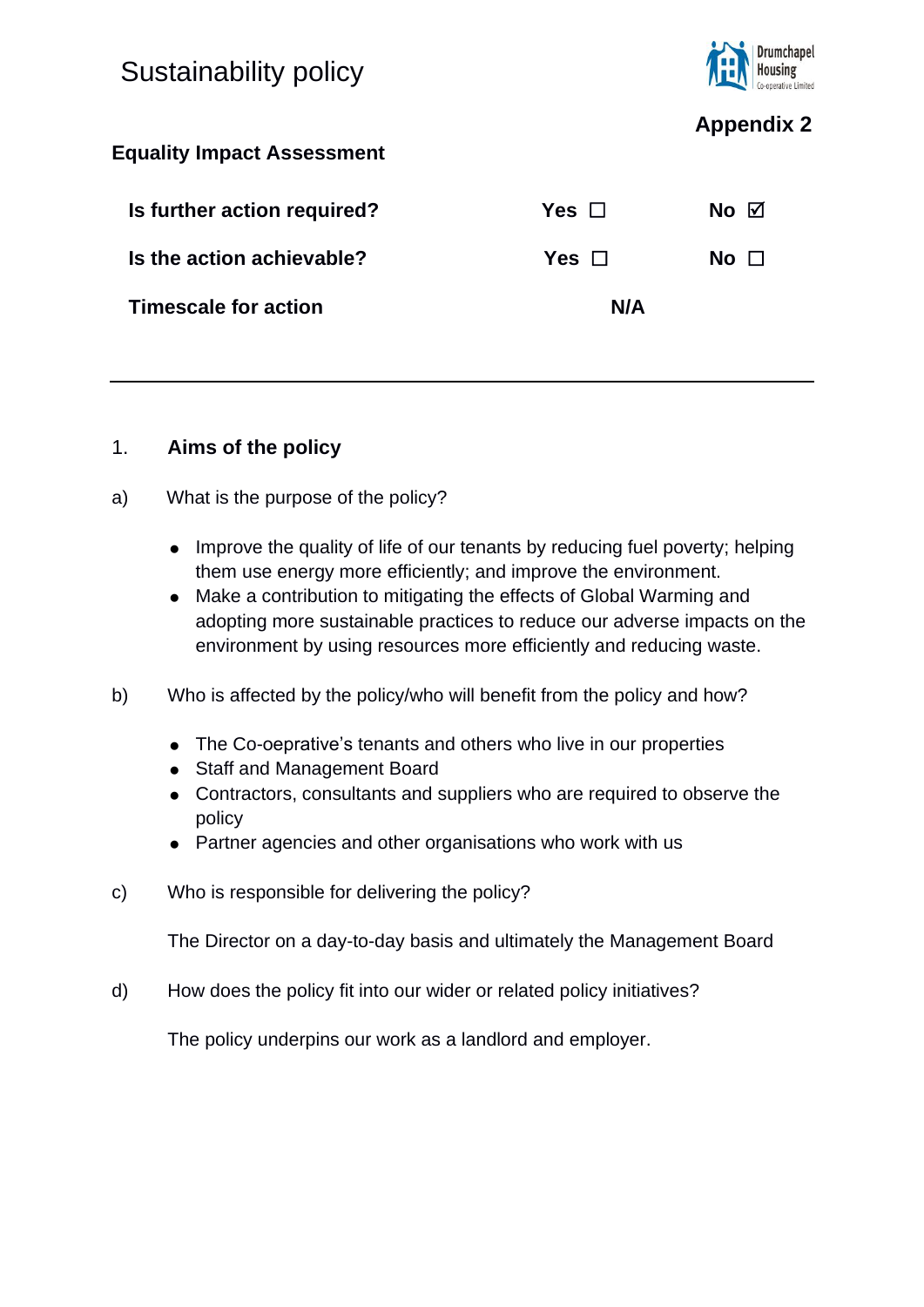# Sustainability policy

**Appendix 2**

**Equality Impact Assessment**

| | | |
|---|---|---|
| **Is further action required?** | **Yes** ☐ | **No** ☑ |
| **Is the action achievable?** | **Yes** ☐ | **No** ☐ |
| **Timescale for action** | **N/A** | |

---

## 1. Aims of the policy

a) What is the purpose of the policy?

- Improve the quality of life of our tenants by reducing fuel poverty; helping them use energy more efficiently; and improve the environment.
- Make a contribution to mitigating the effects of Global Warming and adopting more sustainable practices to reduce our adverse impacts on the environment by using resources more efficiently and reducing waste.

b) Who is affected by the policy/who will benefit from the policy and how?

- The Co-oeprative's tenants and others who live in our properties
- Staff and Management Board
- Contractors, consultants and suppliers who are required to observe the policy
- Partner agencies and other organisations who work with us

c) Who is responsible for delivering the policy?

The Director on a day-to-day basis and ultimately the Management Board

d) How does the policy fit into our wider or related policy initiatives?

The policy underpins our work as a landlord and employer.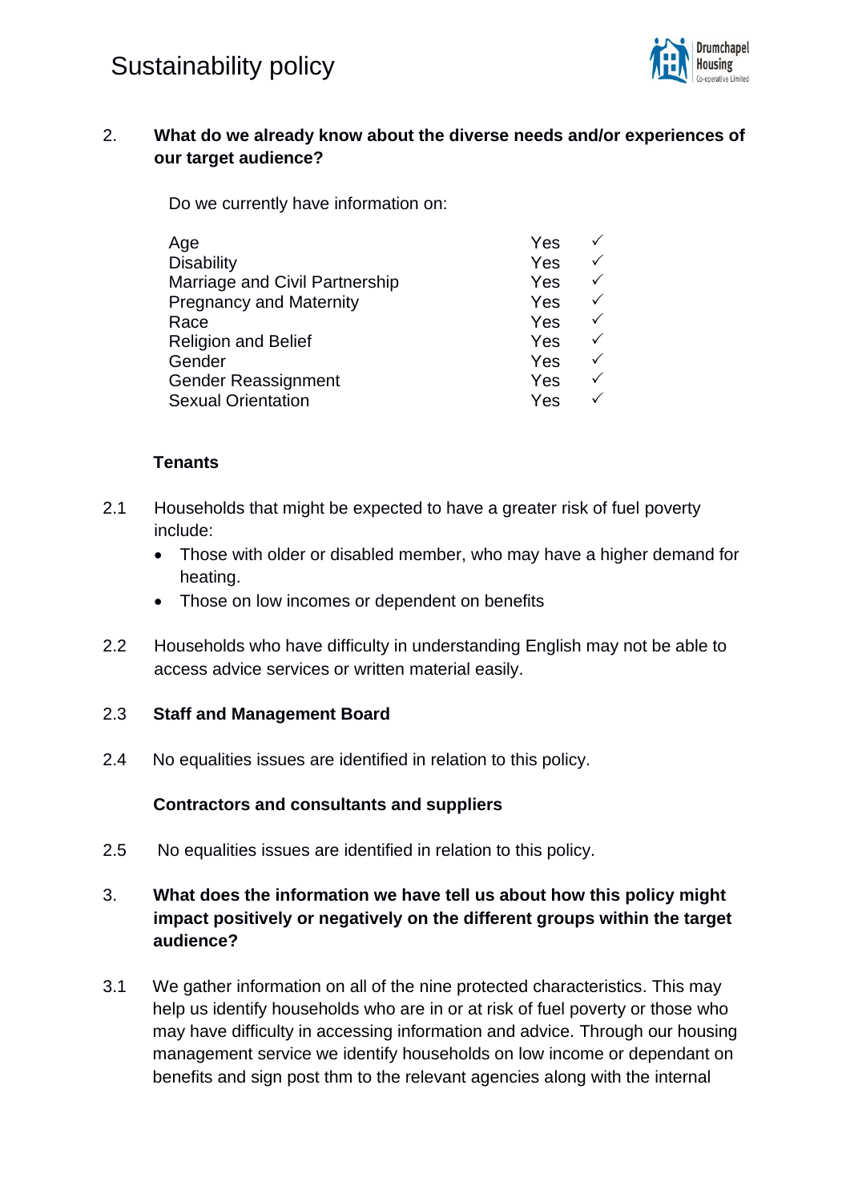2. **What do we already know about the diverse needs and/or experiences of our target audience?**

Do we currently have information on:

| | | |
|---|---|---|
| Age | Yes | ✓ |
| Disability | Yes | ✓ |
| Marriage and Civil Partnership | Yes | ✓ |
| Pregnancy and Maternity | Yes | ✓ |
| Race | Yes | ✓ |
| Religion and Belief | Yes | ✓ |
| Gender | Yes | ✓ |
| Gender Reassignment | Yes | ✓ |
| Sexual Orientation | Yes | ✓ |

**Tenants**

2.1 Households that might be expected to have a greater risk of fuel poverty include:

- Those with older or disabled member, who may have a higher demand for heating.
- Those on low incomes or dependent on benefits

2.2 Households who have difficulty in understanding English may not be able to access advice services or written material easily.

2.3 **Staff and Management Board**

2.4 No equalities issues are identified in relation to this policy.

**Contractors and consultants and suppliers**

2.5 No equalities issues are identified in relation to this policy.

3. **What does the information we have tell us about how this policy might impact positively or negatively on the different groups within the target audience?**

3.1 We gather information on all of the nine protected characteristics. This may help us identify households who are in or at risk of fuel poverty or those who may have difficulty in accessing information and advice. Through our housing management service we identify households on low income or dependant on benefits and sign post thm to the relevant agencies along with the internal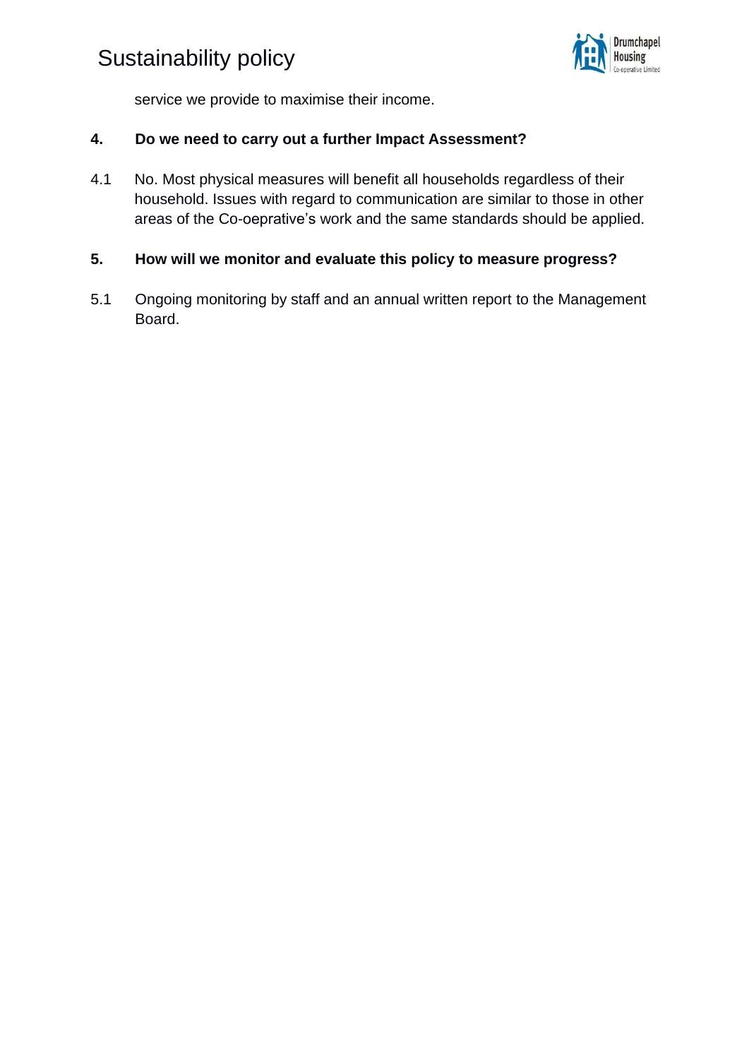service we provide to maximise their income.

**4. Do we need to carry out a further Impact Assessment?**

4.1 No. Most physical measures will benefit all households regardless of their household. Issues with regard to communication are similar to those in other areas of the Co-oeprative's work and the same standards should be applied.

**5. How will we monitor and evaluate this policy to measure progress?**

5.1 Ongoing monitoring by staff and an annual written report to the Management Board.